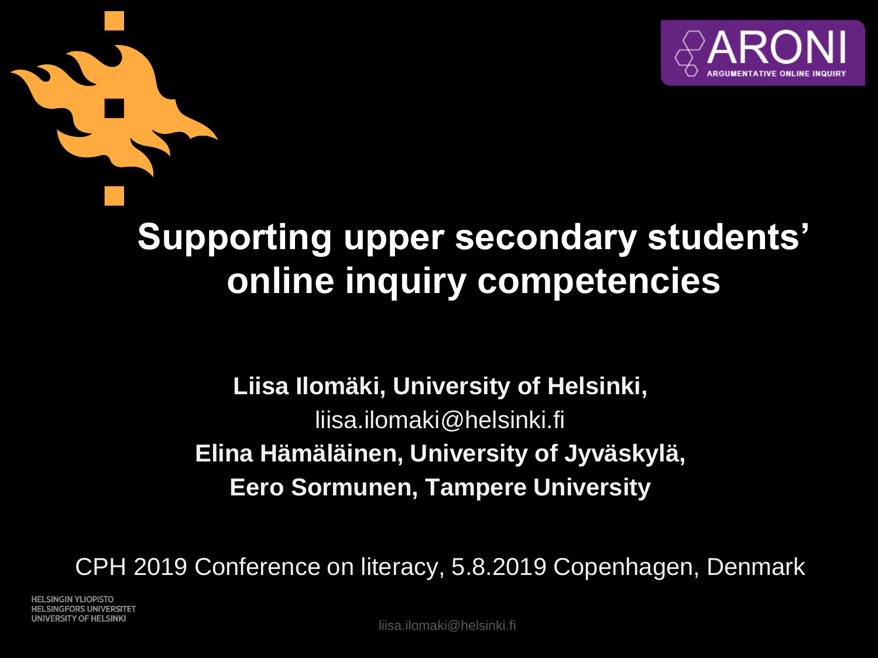# Supporting upper secondary students' online inquiry competencies

**Liisa Ilomäki, University of Helsinki,**
liisa.ilomaki@helsinki.fi
**Elina Hämäläinen, University of Jyväskylä,**
**Eero Sormunen, Tampere University**

CPH 2019 Conference on literacy, 5.8.2019 Copenhagen, Denmark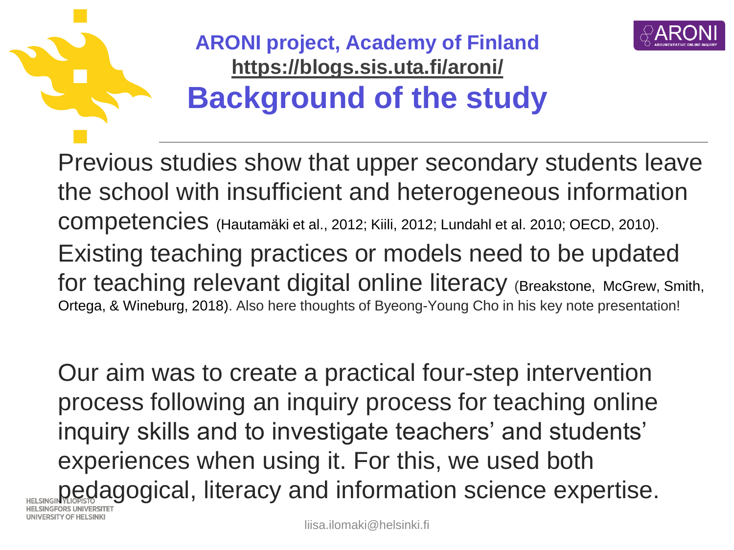ARONI project, Academy of Finland

https://blogs.sis.uta.fi/aroni/

# Background of the study

Previous studies show that upper secondary students leave the school with insufficient and heterogeneous information competencies (Hautamäki et al., 2012; Kiili, 2012; Lundahl et al. 2010; OECD, 2010).

Existing teaching practices or models need to be updated for teaching relevant digital online literacy (Breakstone, McGrew, Smith, Ortega, & Wineburg, 2018). Also here thoughts of Byeong-Young Cho in his key note presentation!

Our aim was to create a practical four-step intervention process following an inquiry process for teaching online inquiry skills and to investigate teachers' and students' experiences when using it. For this, we used both pedagogical, literacy and information science expertise.

liisa.ilomaki@helsinki.fi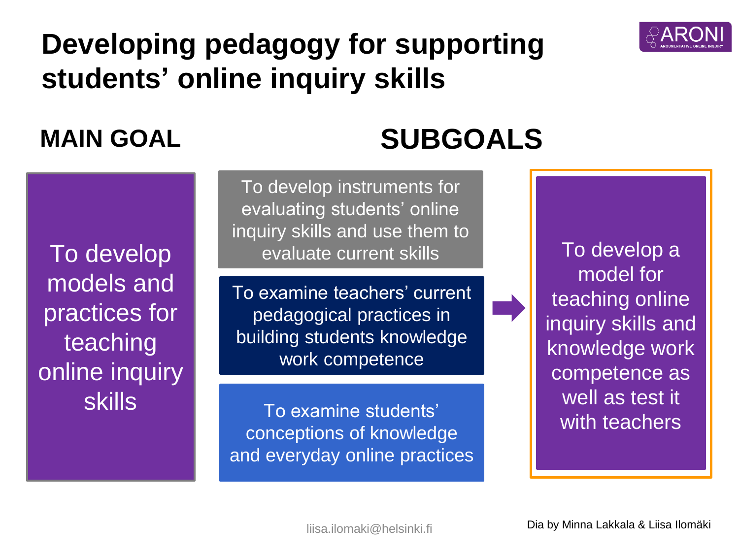# Developing pedagogy for supporting students' online inquiry skills

ARONI
ARGUMENTATIVE ONLINE INQUIRY

## MAIN GOAL

To develop models and practices for teaching online inquiry skills

## SUBGOALS

- To develop instruments for evaluating students' online inquiry skills and use them to evaluate current skills
- To examine teachers' current pedagogical practices in building students knowledge work competence
- To examine students' conceptions of knowledge and everyday online practices

→ To develop a model for teaching online inquiry skills and knowledge work competence as well as test it with teachers

liisa.ilomaki@helsinki.fi

Dia by Minna Lakkala & Liisa Ilomäki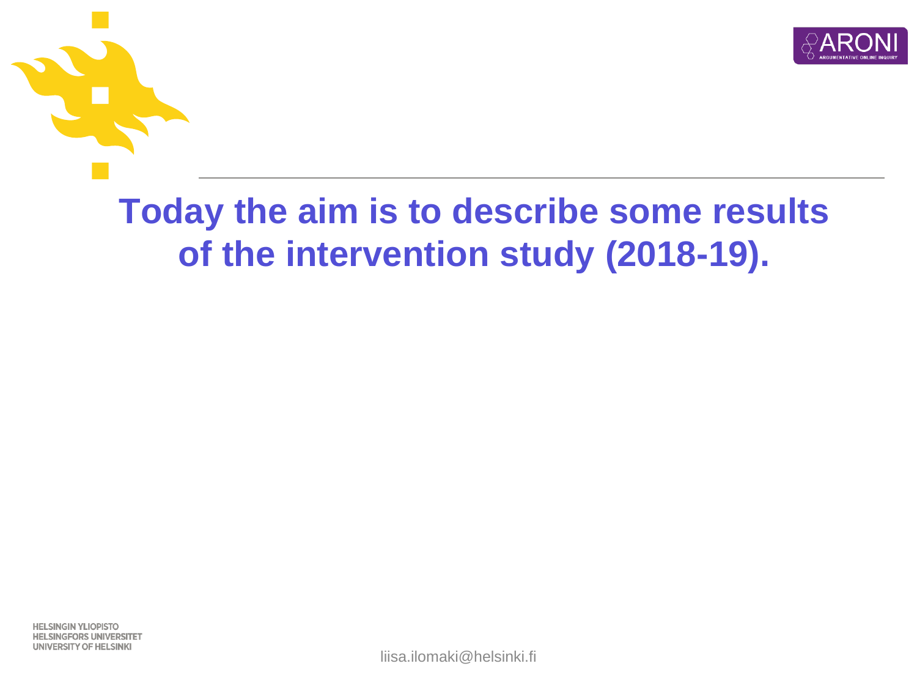# Today the aim is to describe some results of the intervention study (2018-19).

liisa.ilomaki@helsinki.fi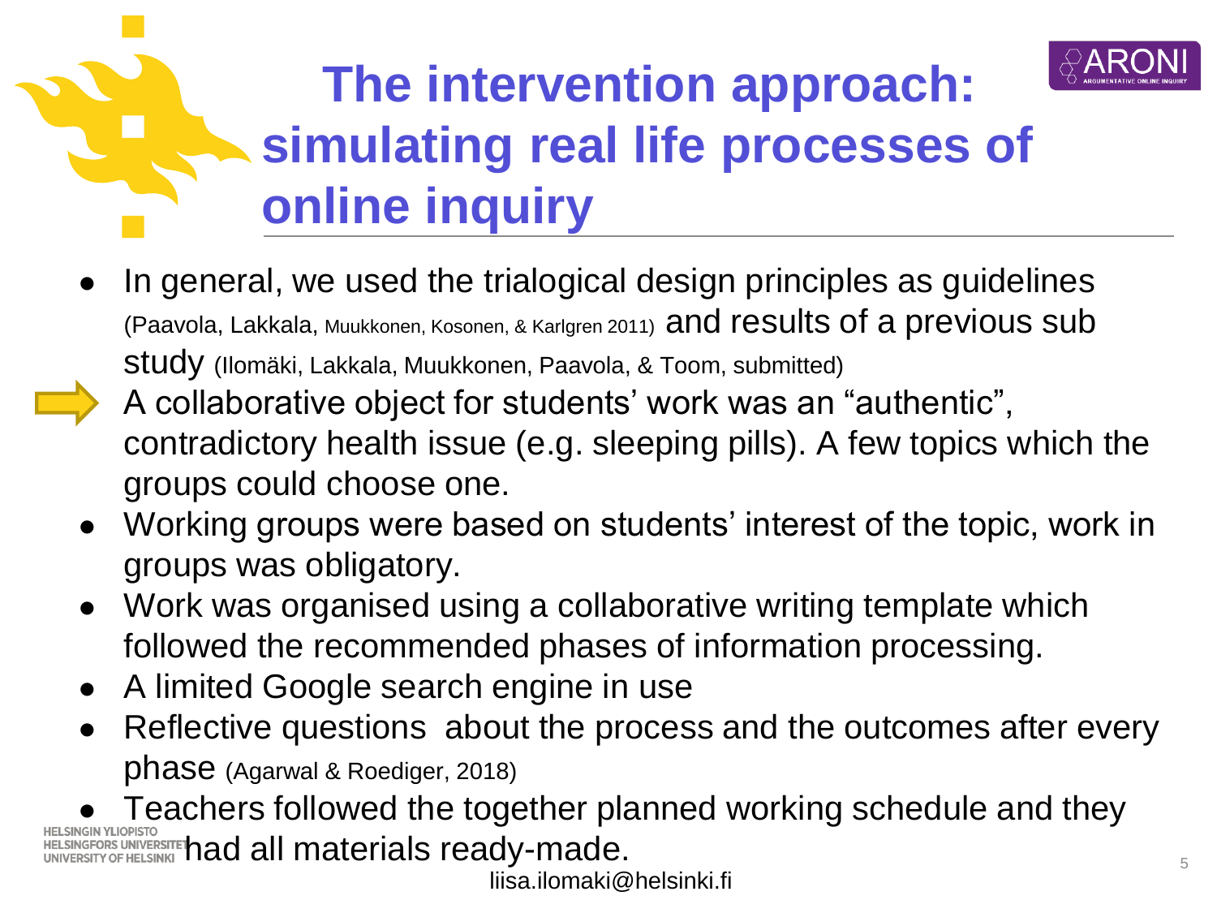# The intervention approach: simulating real life processes of online inquiry

- In general, we used the trialogical design principles as guidelines (Paavola, Lakkala, Muukkonen, Kosonen, & Karlgren 2011) and results of a previous sub study (Ilomäki, Lakkala, Muukkonen, Paavola, & Toom, submitted)
- A collaborative object for students' work was an "authentic", contradictory health issue (e.g. sleeping pills). A few topics which the groups could choose one.
- Working groups were based on students' interest of the topic, work in groups was obligatory.
- Work was organised using a collaborative writing template which followed the recommended phases of information processing.
- A limited Google search engine in use
- Reflective questions about the process and the outcomes after every phase (Agarwal & Roediger, 2018)
- Teachers followed the together planned working schedule and they had all materials ready-made.

liisa.ilomaki@helsinki.fi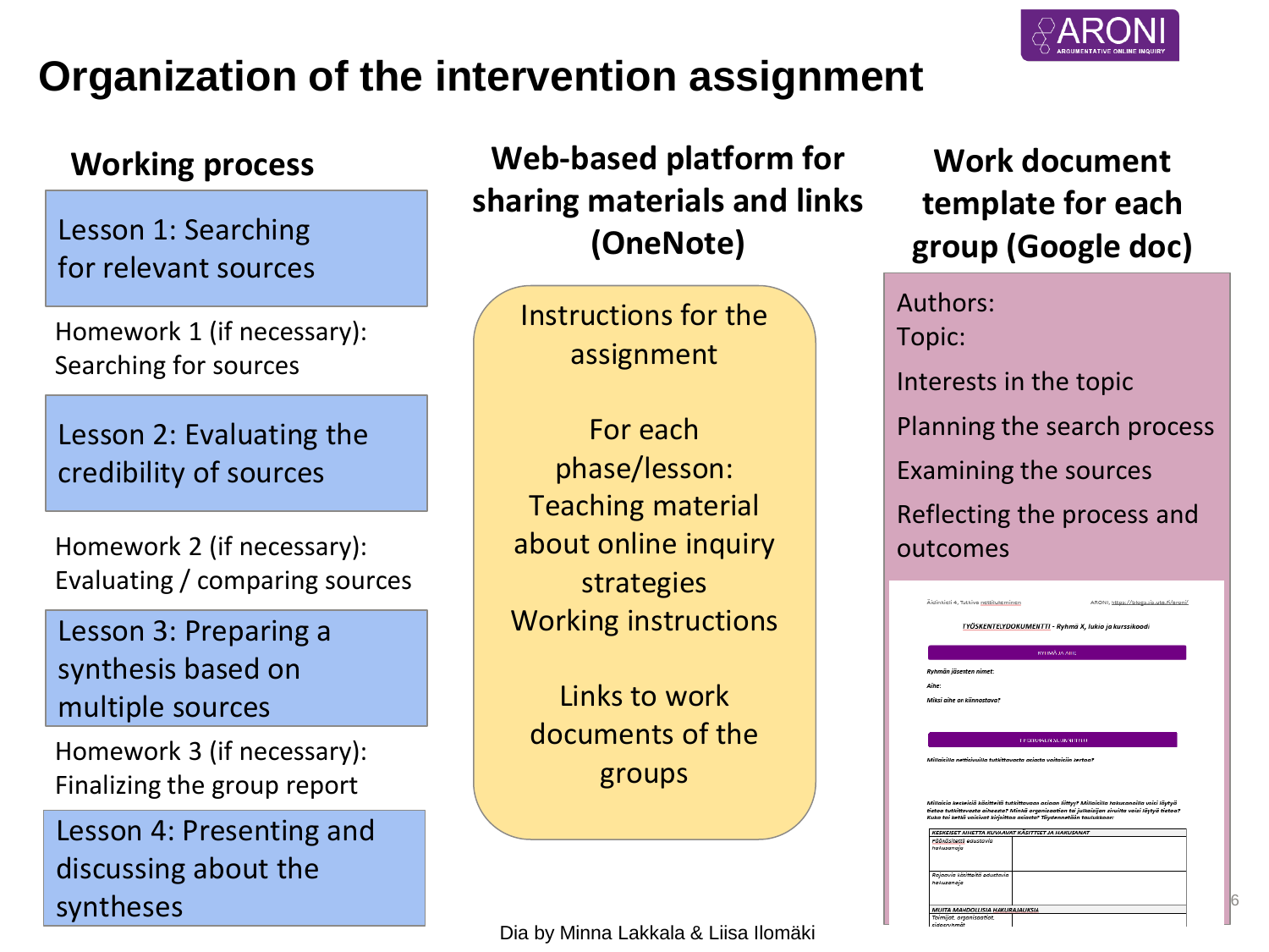# Organization of the intervention assignment

## Working process

**Lesson 1: Searching for relevant sources**

Homework 1 (if necessary): Searching for sources

**Lesson 2: Evaluating the credibility of sources**

Homework 2 (if necessary): Evaluating / comparing sources

**Lesson 3: Preparing a synthesis based on multiple sources**

Homework 3 (if necessary): Finalizing the group report

**Lesson 4: Presenting and discussing about the syntheses**

## Web-based platform for sharing materials and links (OneNote)

Instructions for the assignment

For each phase/lesson: Teaching material about online inquiry strategies Working instructions

Links to work documents of the groups

## Work document template for each group (Google doc)

Authors:
Topic:
Interests in the topic
Planning the search process
Examining the sources
Reflecting the process and outcomes

Dia by Minna Lakkala & Liisa Ilomäki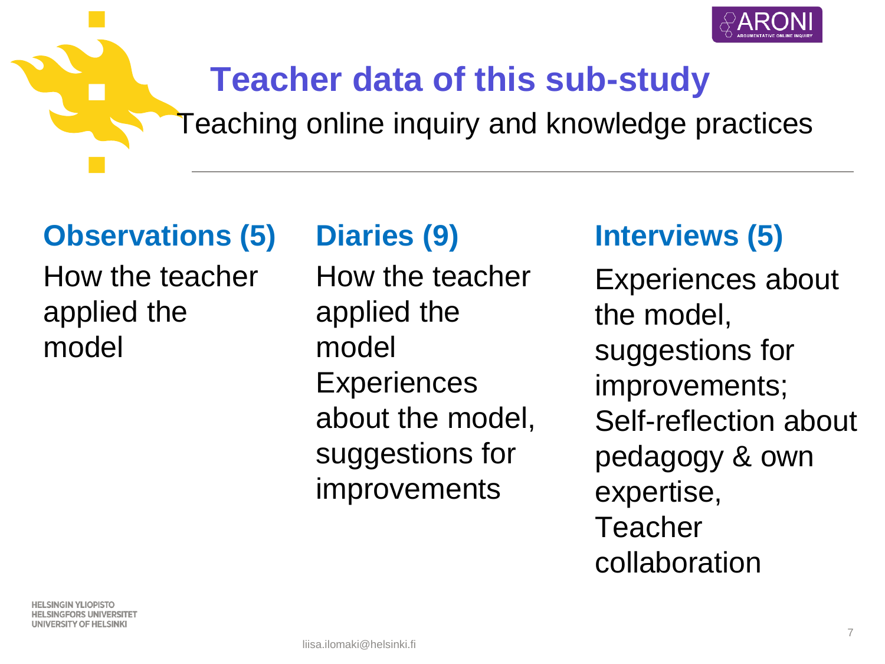# Teacher data of this sub-study

Teaching online inquiry and knowledge practices

## Observations (5)

How the teacher applied the model

## Diaries (9)

How the teacher applied the model

Experiences about the model, suggestions for improvements

## Interviews (5)

Experiences about the model, suggestions for improvements;

Self-reflection about pedagogy & own expertise,

Teacher collaboration

liisa.ilomaki@helsinki.fi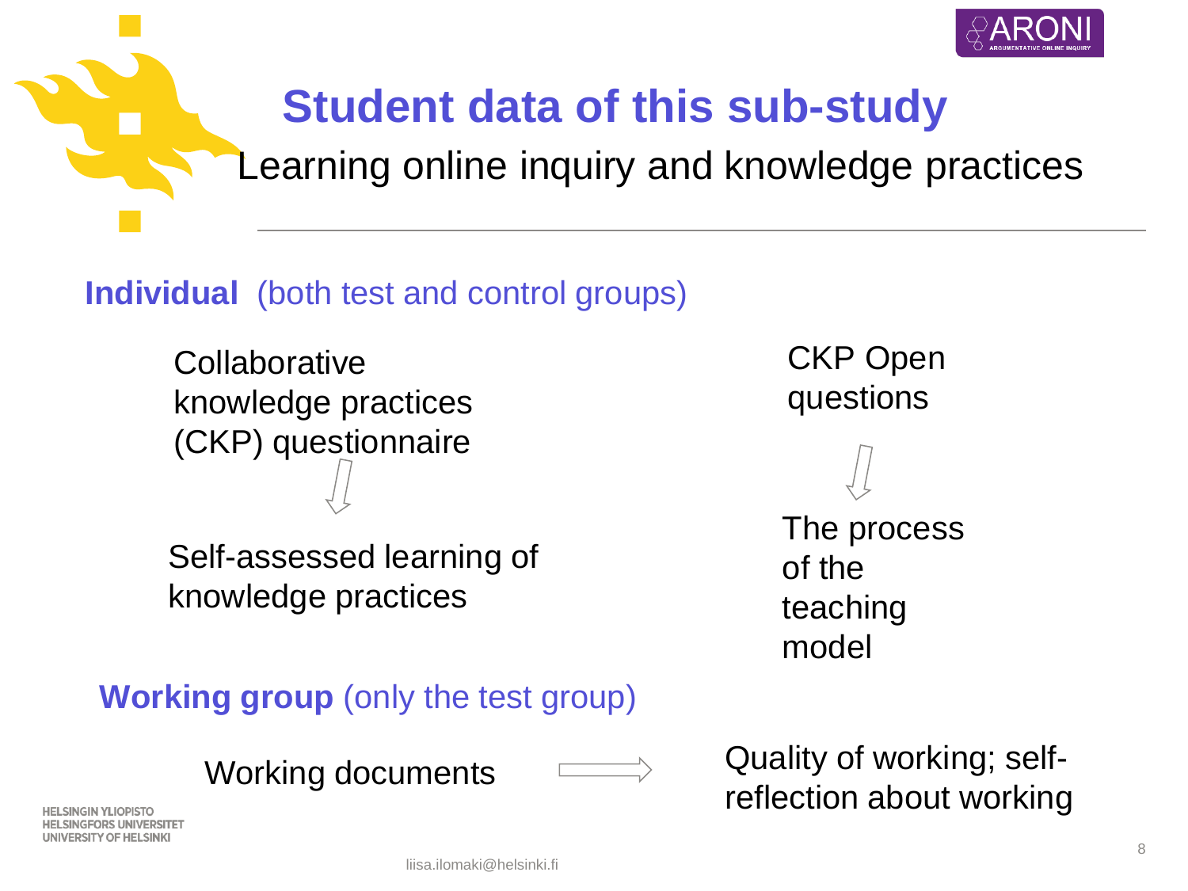# Student data of this sub-study

## Learning online inquiry and knowledge practices

**Individual** (both test and control groups)

Collaborative knowledge practices (CKP) questionnaire → Self-assessed learning of knowledge practices

CKP Open questions → The process of the teaching model

**Working group** (only the test group)

Working documents → Quality of working; self-reflection about working

liisa.ilomaki@helsinki.fi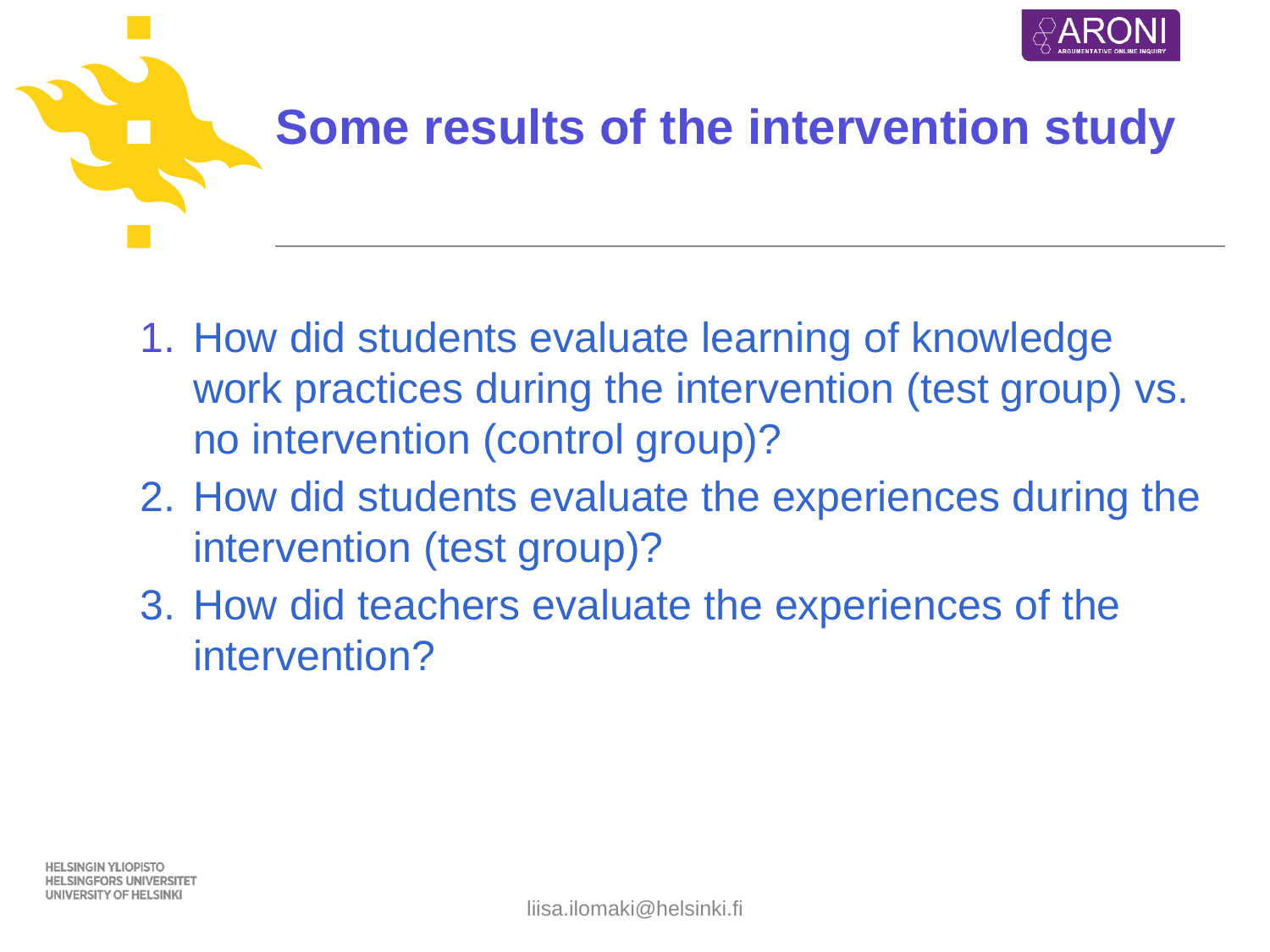# Some results of the intervention study

1. How did students evaluate learning of knowledge work practices during the intervention (test group) vs. no intervention (control group)?
2. How did students evaluate the experiences during the intervention (test group)?
3. How did teachers evaluate the experiences of the intervention?

liisa.ilomaki@helsinki.fi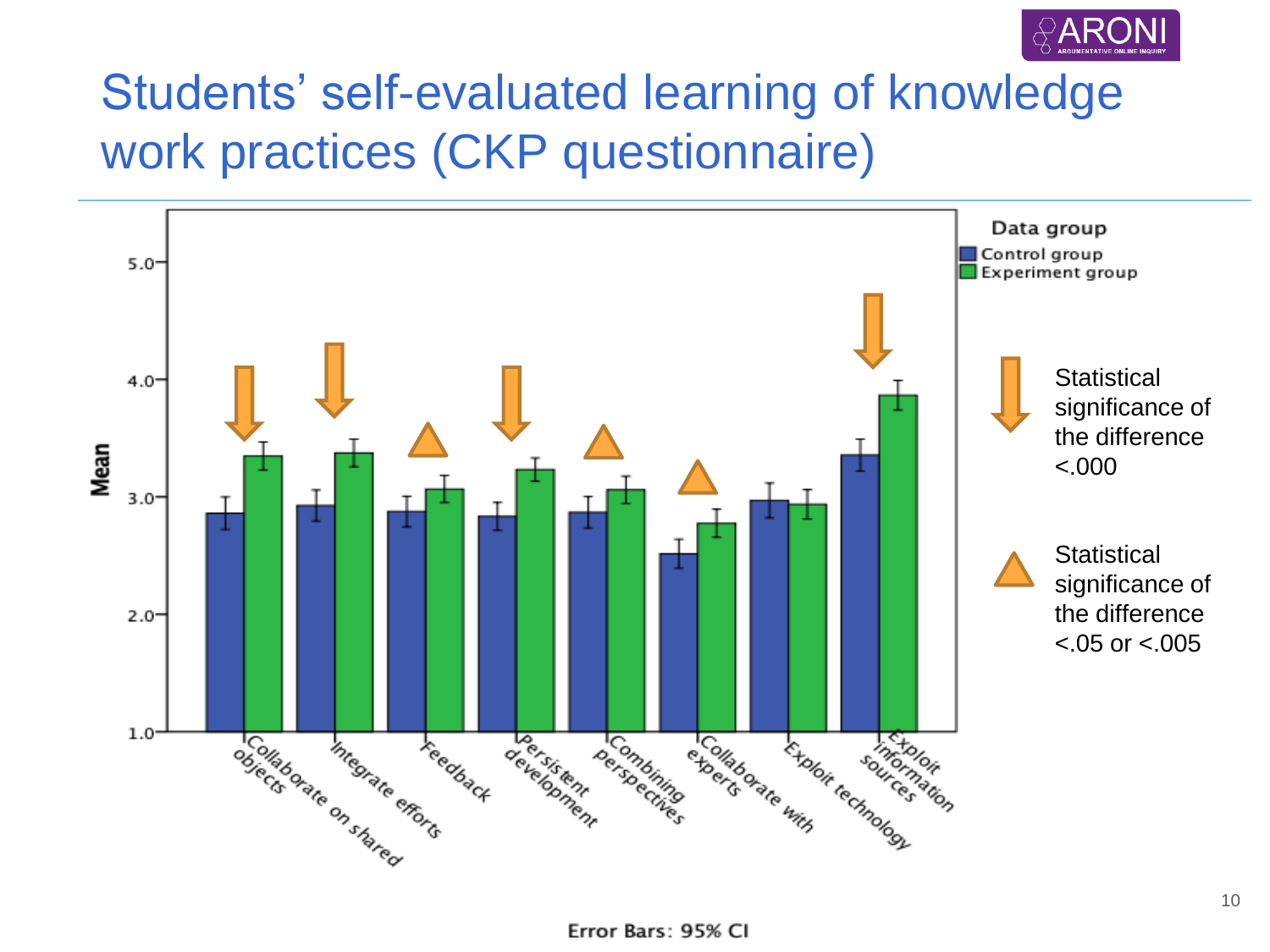# Students' self-evaluated learning of knowledge work practices (CKP questionnaire)

Data group: Control group, Experiment group

Mean (1.0 – 5.0)

Categories: Collaborate on shared objects; Integrate efforts; Feedback; Persistent development; Combining perspectives; Collaborate with experts; Exploit technology; Exploit information sources

Error Bars: 95% CI

Statistical significance of the difference <.000 (arrow): Collaborate on shared objects, Integrate efforts, Persistent development, Exploit information sources

Statistical significance of the difference <.05 or <.005 (triangle): Feedback, Combining perspectives, Collaborate with experts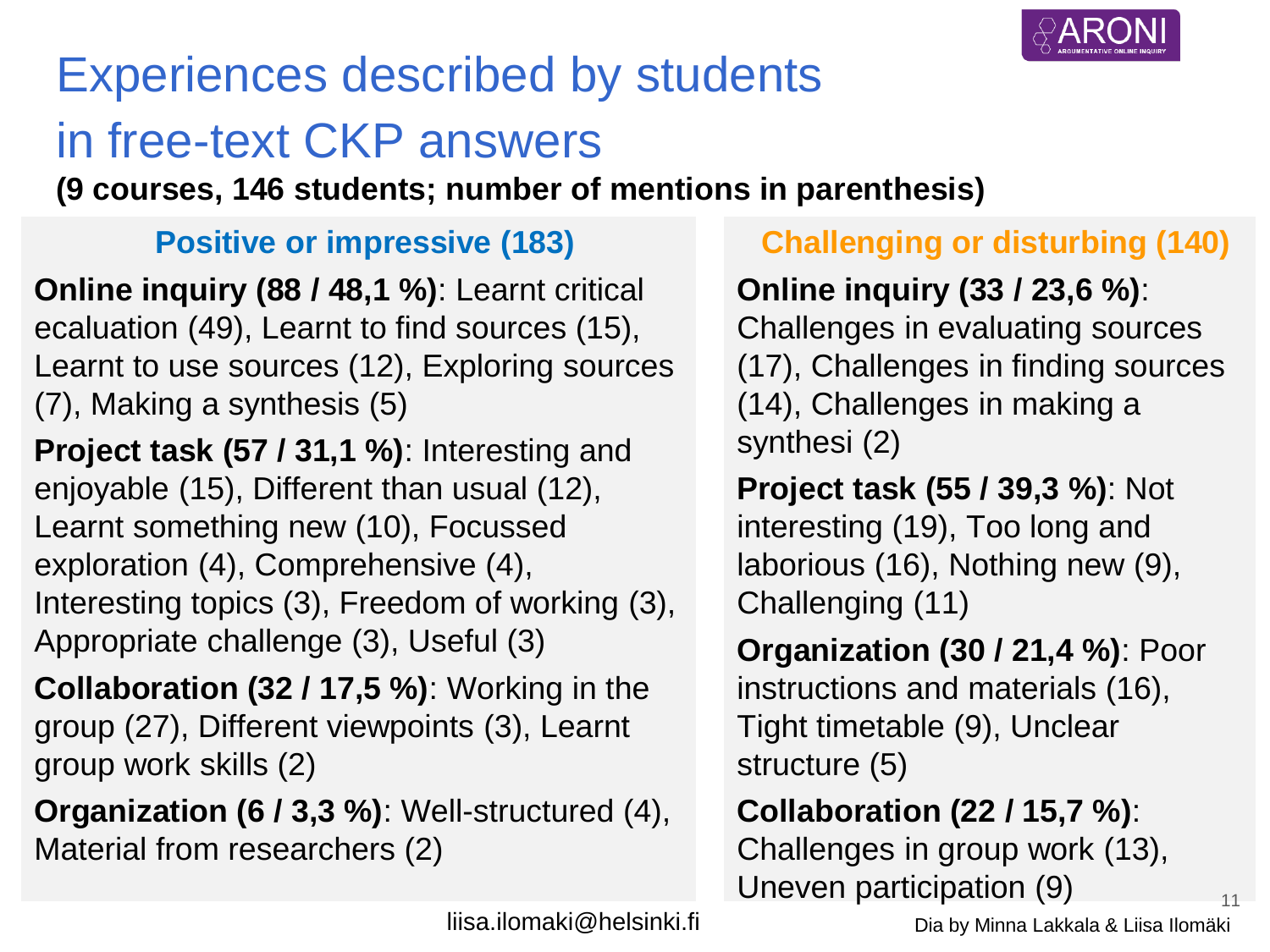# Experiences described by students in free-text CKP answers

**(9 courses, 146 students; number of mentions in parenthesis)**

## Positive or impressive (183)

**Online inquiry (88 / 48,1 %)**: Learnt critical ecaluation (49), Learnt to find sources (15), Learnt to use sources (12), Exploring sources (7), Making a synthesis (5)

**Project task (57 / 31,1 %)**: Interesting and enjoyable (15), Different than usual (12), Learnt something new (10), Focussed exploration (4), Comprehensive (4), Interesting topics (3), Freedom of working (3), Appropriate challenge (3), Useful (3)

**Collaboration (32 / 17,5 %)**: Working in the group (27), Different viewpoints (3), Learnt group work skills (2)

**Organization (6 / 3,3 %)**: Well-structured (4), Material from researchers (2)

## Challenging or disturbing (140)

**Online inquiry (33 / 23,6 %)**: Challenges in evaluating sources (17), Challenges in finding sources (14), Challenges in making a synthesi (2)

**Project task (55 / 39,3 %)**: Not interesting (19), Too long and laborious (16), Nothing new (9), Challenging (11)

**Organization (30 / 21,4 %)**: Poor instructions and materials (16), Tight timetable (9), Unclear structure (5)

**Collaboration (22 / 15,7 %)**: Challenges in group work (13), Uneven participation (9)

liisa.ilomaki@helsinki.fi

Dia by Minna Lakkala & Liisa Ilomäki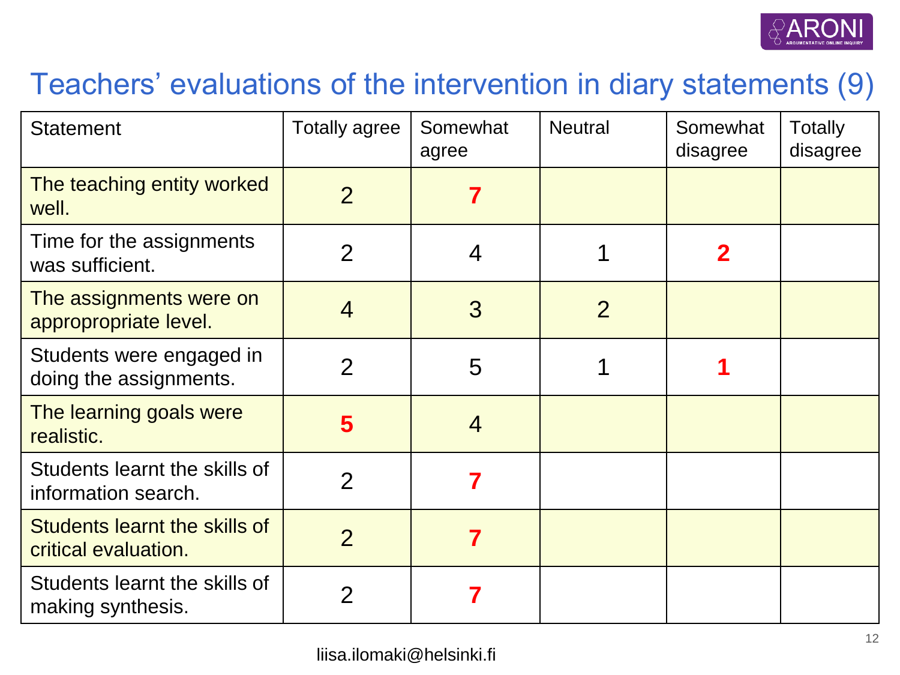# Teachers' evaluations of the intervention in diary statements (9)

| Statement | Totally agree | Somewhat agree | Neutral | Somewhat disagree | Totally disagree |
|---|---|---|---|---|---|
| The teaching entity worked well. | 2 | **7** | | | |
| Time for the assignments was sufficient. | 2 | 4 | 1 | **2** | |
| The assignments were on appropropriate level. | 4 | 3 | 2 | | |
| Students were engaged in doing the assignments. | 2 | 5 | 1 | **1** | |
| The learning goals were realistic. | **5** | 4 | | | |
| Students learnt the skills of information search. | 2 | **7** | | | |
| Students learnt the skills of critical evaluation. | 2 | **7** | | | |
| Students learnt the skills of making synthesis. | 2 | **7** | | | |

liisa.ilomaki@helsinki.fi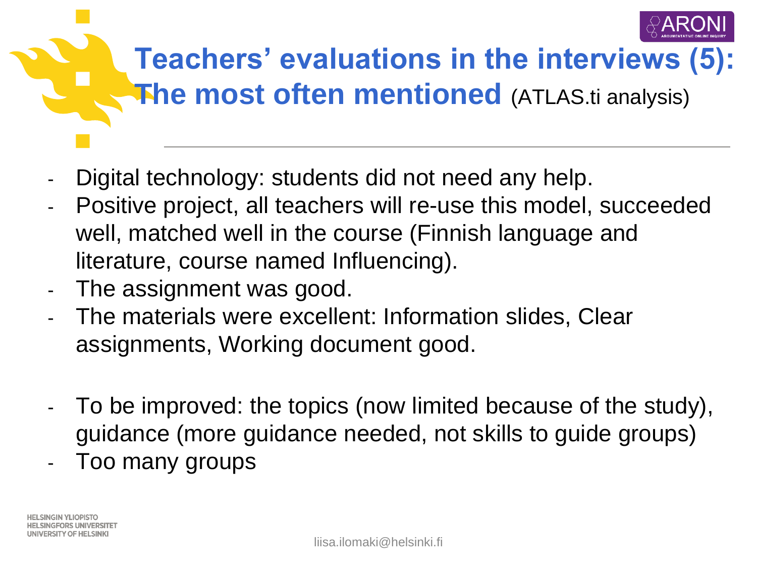# Teachers' evaluations in the interviews (5): The most often mentioned (ATLAS.ti analysis)

- Digital technology: students did not need any help.
- Positive project, all teachers will re-use this model, succeeded well, matched well in the course (Finnish language and literature, course named Influencing).
- The assignment was good.
- The materials were excellent: Information slides, Clear assignments, Working document good.

- To be improved: the topics (now limited because of the study), guidance (more guidance needed, not skills to guide groups)
- Too many groups

liisa.ilomaki@helsinki.fi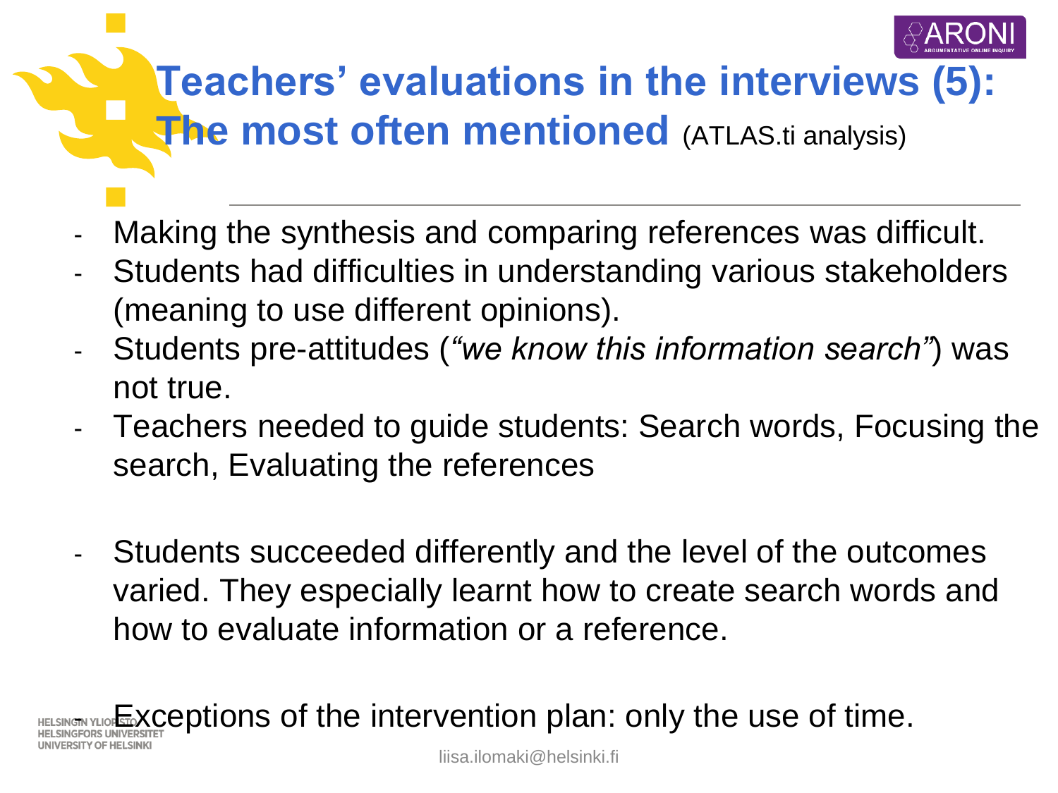# Teachers' evaluations in the interviews (5): The most often mentioned (ATLAS.ti analysis)

- Making the synthesis and comparing references was difficult.
- Students had difficulties in understanding various stakeholders (meaning to use different opinions).
- Students pre-attitudes (*"we know this information search"*) was not true.
- Teachers needed to guide students: Search words, Focusing the search, Evaluating the references

- Students succeeded differently and the level of the outcomes varied. They especially learnt how to create search words and how to evaluate information or a reference.

- Exceptions of the intervention plan: only the use of time.

liisa.ilomaki@helsinki.fi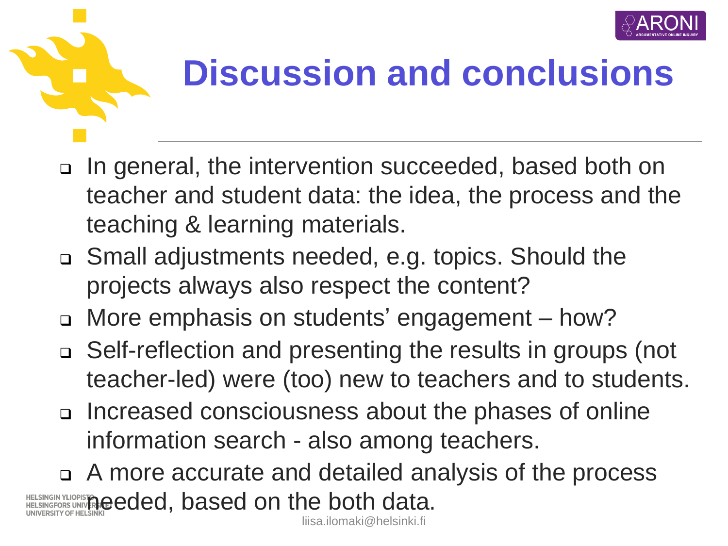# Discussion and conclusions

- In general, the intervention succeeded, based both on teacher and student data: the idea, the process and the teaching & learning materials.
- Small adjustments needed, e.g. topics. Should the projects always also respect the content?
- More emphasis on students' engagement – how?
- Self-reflection and presenting the results in groups (not teacher-led) were (too) new to teachers and to students.
- Increased consciousness about the phases of online information search - also among teachers.
- A more accurate and detailed analysis of the process needed, based on the both data.

liisa.ilomaki@helsinki.fi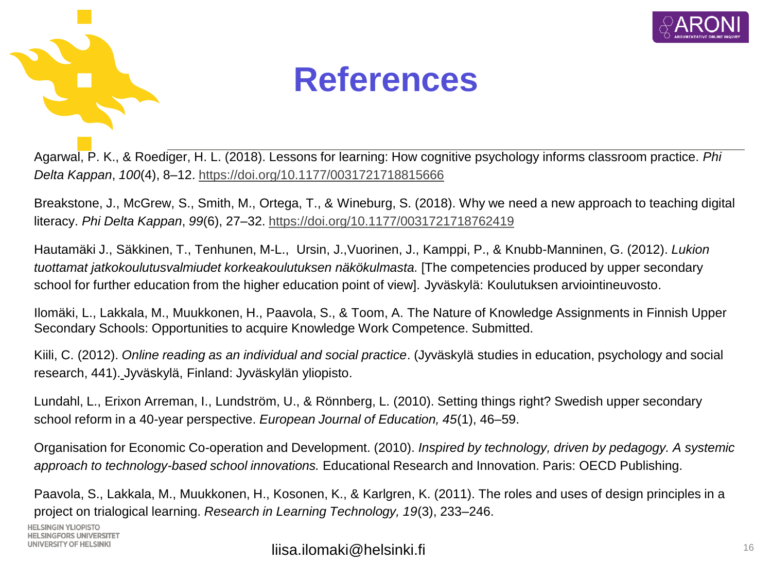# References

Agarwal, P. K., & Roediger, H. L. (2018). Lessons for learning: How cognitive psychology informs classroom practice. *Phi Delta Kappan*, *100*(4), 8–12. https://doi.org/10.1177/0031721718815666

Breakstone, J., McGrew, S., Smith, M., Ortega, T., & Wineburg, S. (2018). Why we need a new approach to teaching digital literacy. *Phi Delta Kappan*, *99*(6), 27–32. https://doi.org/10.1177/0031721718762419

Hautamäki J., Säkkinen, T., Tenhunen, M-L., Ursin, J.,Vuorinen, J., Kamppi, P., & Knubb-Manninen, G. (2012). *Lukion tuottamat jatkokoulutusvalmiudet korkeakoulutuksen näkökulmasta.* [The competencies produced by upper secondary school for further education from the higher education point of view]. Jyväskylä: Koulutuksen arviointineuvosto.

Ilomäki, L., Lakkala, M., Muukkonen, H., Paavola, S., & Toom, A. The Nature of Knowledge Assignments in Finnish Upper Secondary Schools: Opportunities to acquire Knowledge Work Competence. Submitted.

Kiili, C. (2012). *Online reading as an individual and social practice*. (Jyväskylä studies in education, psychology and social research, 441). Jyväskylä, Finland: Jyväskylän yliopisto.

Lundahl, L., Erixon Arreman, I., Lundström, U., & Rönnberg, L. (2010). Setting things right? Swedish upper secondary school reform in a 40-year perspective. *European Journal of Education, 45*(1), 46–59.

Organisation for Economic Co-operation and Development. (2010). *Inspired by technology, driven by pedagogy. A systemic approach to technology-based school innovations.* Educational Research and Innovation. Paris: OECD Publishing.

Paavola, S., Lakkala, M., Muukkonen, H., Kosonen, K., & Karlgren, K. (2011). The roles and uses of design principles in a project on trialogical learning. *Research in Learning Technology, 19*(3), 233–246.

liisa.ilomaki@helsinki.fi